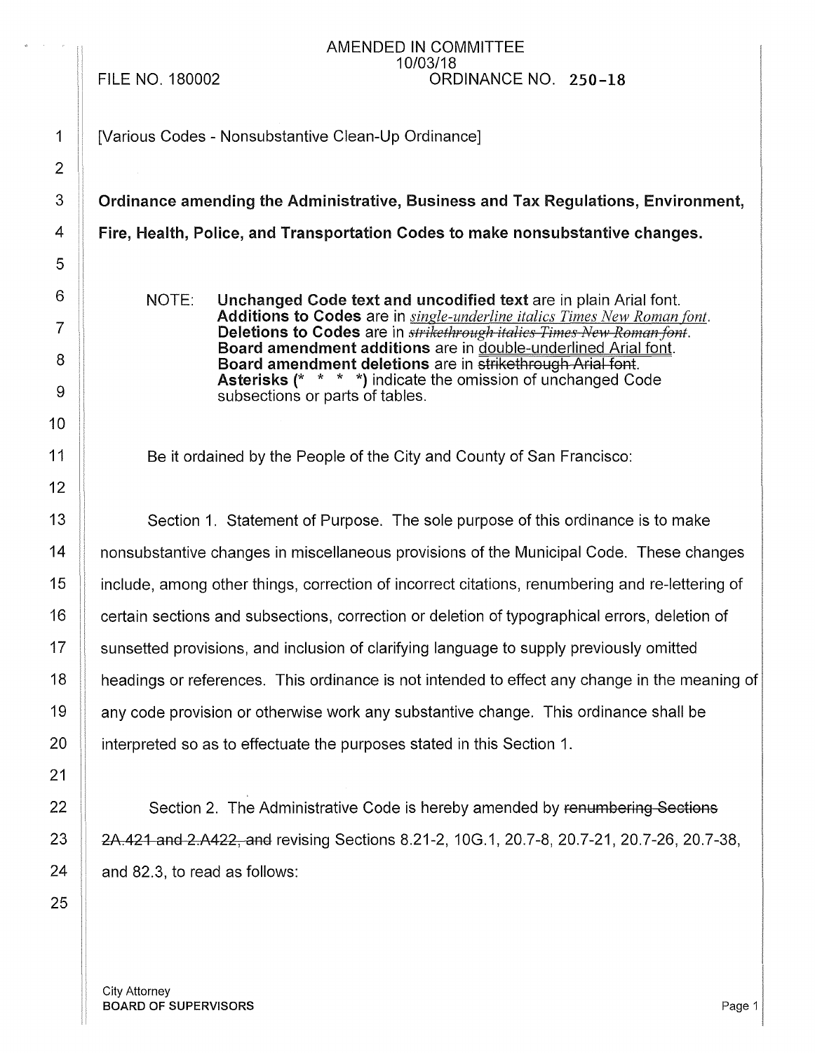AMENDED IN COMMITTEE
10/03/18

FILE NO. 180002 ORDINANCE NO. 250-18

[Various Codes - Nonsubstantive Clean-Up Ordinance]

**Ordinance amending the Administrative, Business and Tax Regulations, Environment, Fire, Health, Police, and Transportation Codes to make nonsubstantive changes.**

NOTE: **Unchanged Code text and uncodified text** are in plain Arial font.
**Additions to Codes** are in *single-underline italics Times New Roman font*.
**Deletions to Codes** are in ~~*strikethrough italics Times New Roman font*~~.
**Board amendment additions** are in double-underlined Arial font.
**Board amendment deletions** are in ~~strikethrough Arial font~~.
**Asterisks (\* \* \* \*)** indicate the omission of unchanged Code subsections or parts of tables.

Be it ordained by the People of the City and County of San Francisco:

Section 1. Statement of Purpose. The sole purpose of this ordinance is to make nonsubstantive changes in miscellaneous provisions of the Municipal Code. These changes include, among other things, correction of incorrect citations, renumbering and re-lettering of certain sections and subsections, correction or deletion of typographical errors, deletion of sunsetted provisions, and inclusion of clarifying language to supply previously omitted headings or references. This ordinance is not intended to effect any change in the meaning of any code provision or otherwise work any substantive change. This ordinance shall be interpreted so as to effectuate the purposes stated in this Section 1.

Section 2. The Administrative Code is hereby amended by ~~renumbering Sections 2A.421 and 2.A422, and~~ revising Sections 8.21-2, 10G.1, 20.7-8, 20.7-21, 20.7-26, 20.7-38, and 82.3, to read as follows: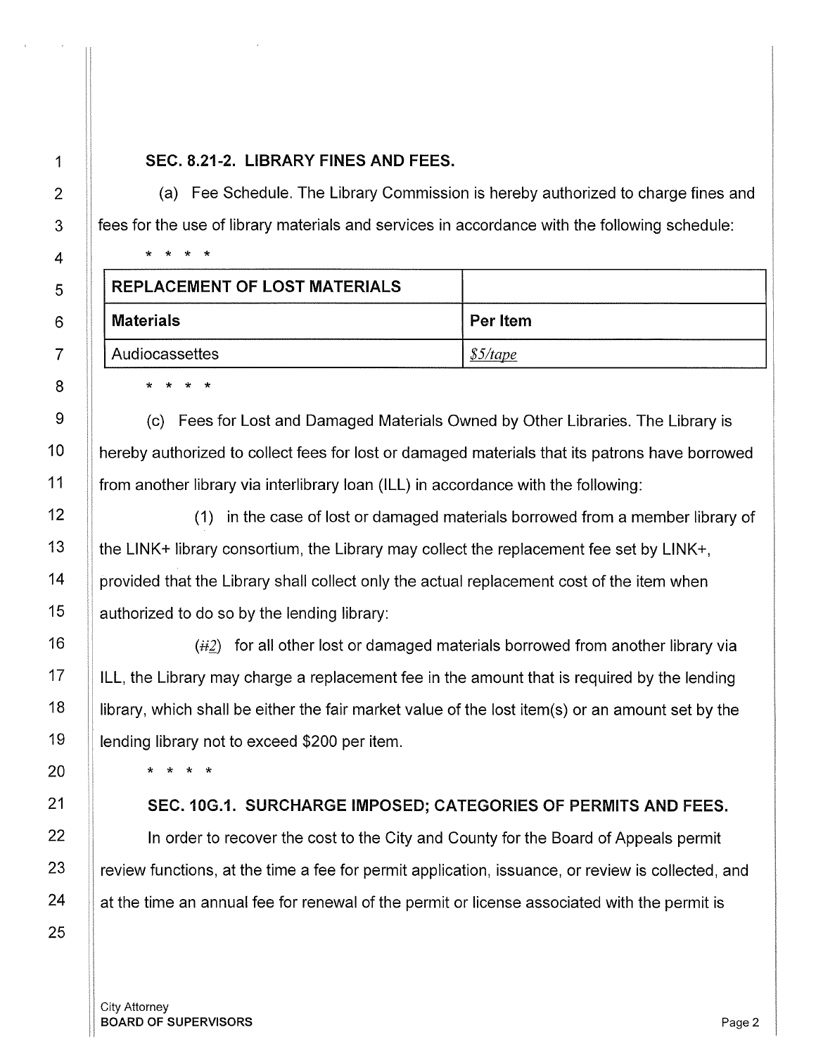**SEC. 8.21-2. LIBRARY FINES AND FEES.**

(a) Fee Schedule. The Library Commission is hereby authorized to charge fines and fees for the use of library materials and services in accordance with the following schedule:

\* \* \* \*

| **REPLACEMENT OF LOST MATERIALS** | |
|---|---|
| **Materials** | **Per Item** |
| Audiocassettes | *$5/tape* |

\* \* \* \*

(c) Fees for Lost and Damaged Materials Owned by Other Libraries. The Library is hereby authorized to collect fees for lost or damaged materials that its patrons have borrowed from another library via interlibrary loan (ILL) in accordance with the following:

(1) in the case of lost or damaged materials borrowed from a member library of the LINK+ library consortium, the Library may collect the replacement fee set by LINK+, provided that the Library shall collect only the actual replacement cost of the item when authorized to do so by the lending library:

(*ii2*) for all other lost or damaged materials borrowed from another library via ILL, the Library may charge a replacement fee in the amount that is required by the lending library, which shall be either the fair market value of the lost item(s) or an amount set by the lending library not to exceed $200 per item.

\* \* \* \*

**SEC. 10G.1. SURCHARGE IMPOSED; CATEGORIES OF PERMITS AND FEES.**

In order to recover the cost to the City and County for the Board of Appeals permit review functions, at the time a fee for permit application, issuance, or review is collected, and at the time an annual fee for renewal of the permit or license associated with the permit is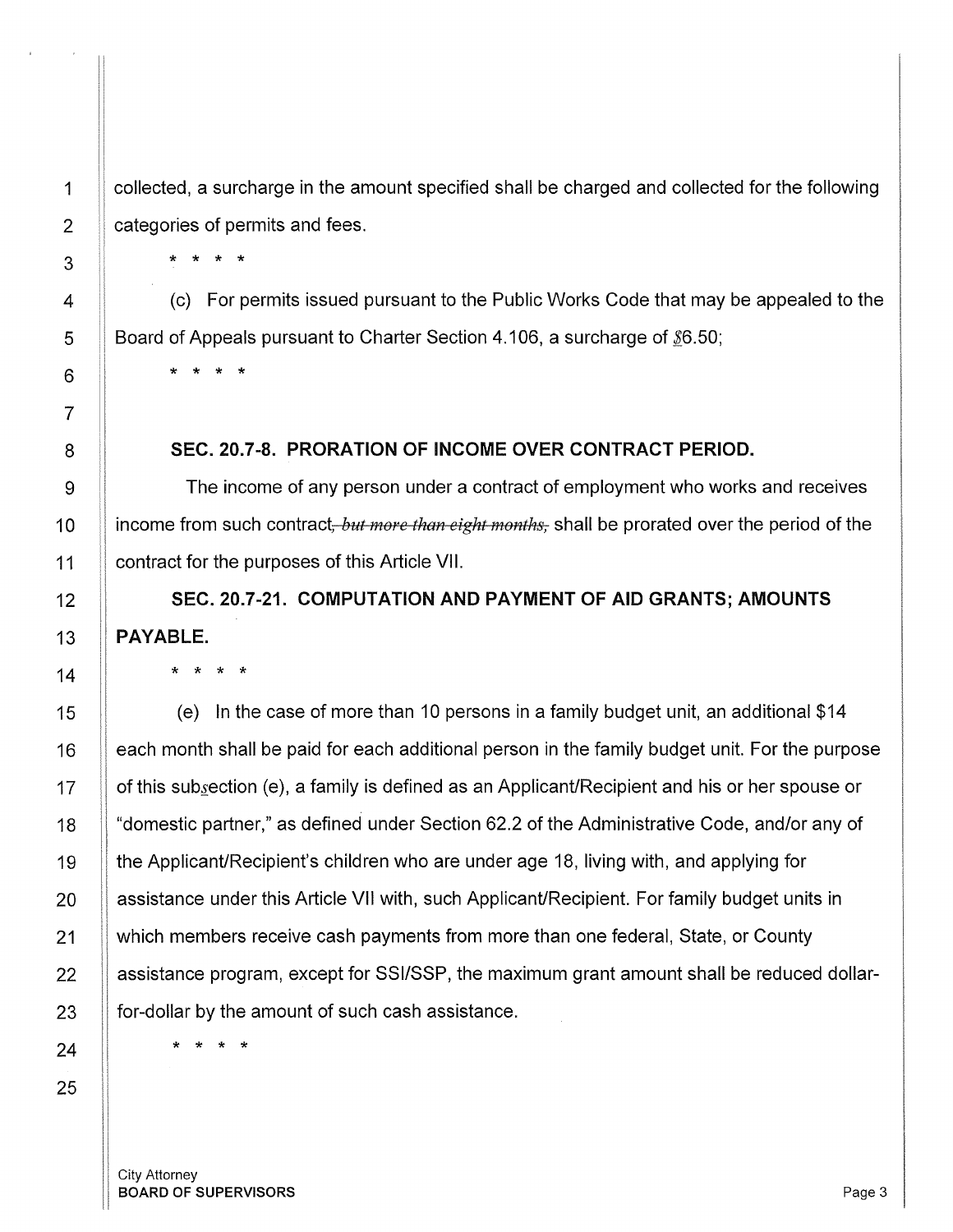collected, a surcharge in the amount specified shall be charged and collected for the following categories of permits and fees.

\* \* \* \*

(c) For permits issued pursuant to the Public Works Code that may be appealed to the Board of Appeals pursuant to Charter Section 4.106, a surcharge of $6.50;

\* \* \* \*

**SEC. 20.7-8. PRORATION OF INCOME OVER CONTRACT PERIOD.**

The income of any person under a contract of employment who works and receives income from such contract~~, *but more than eight months*,~~ shall be prorated over the period of the contract for the purposes of this Article VII.

**SEC. 20.7-21. COMPUTATION AND PAYMENT OF AID GRANTS; AMOUNTS PAYABLE.**

\* \* \* \*

(e) In the case of more than 10 persons in a family budget unit, an additional $14 each month shall be paid for each additional person in the family budget unit. For the purpose of this subsection (e), a family is defined as an Applicant/Recipient and his or her spouse or "domestic partner," as defined under Section 62.2 of the Administrative Code, and/or any of the Applicant/Recipient's children who are under age 18, living with, and applying for assistance under this Article VII with, such Applicant/Recipient. For family budget units in which members receive cash payments from more than one federal, State, or County assistance program, except for SSI/SSP, the maximum grant amount shall be reduced dollar-for-dollar by the amount of such cash assistance.

\* \* \* \*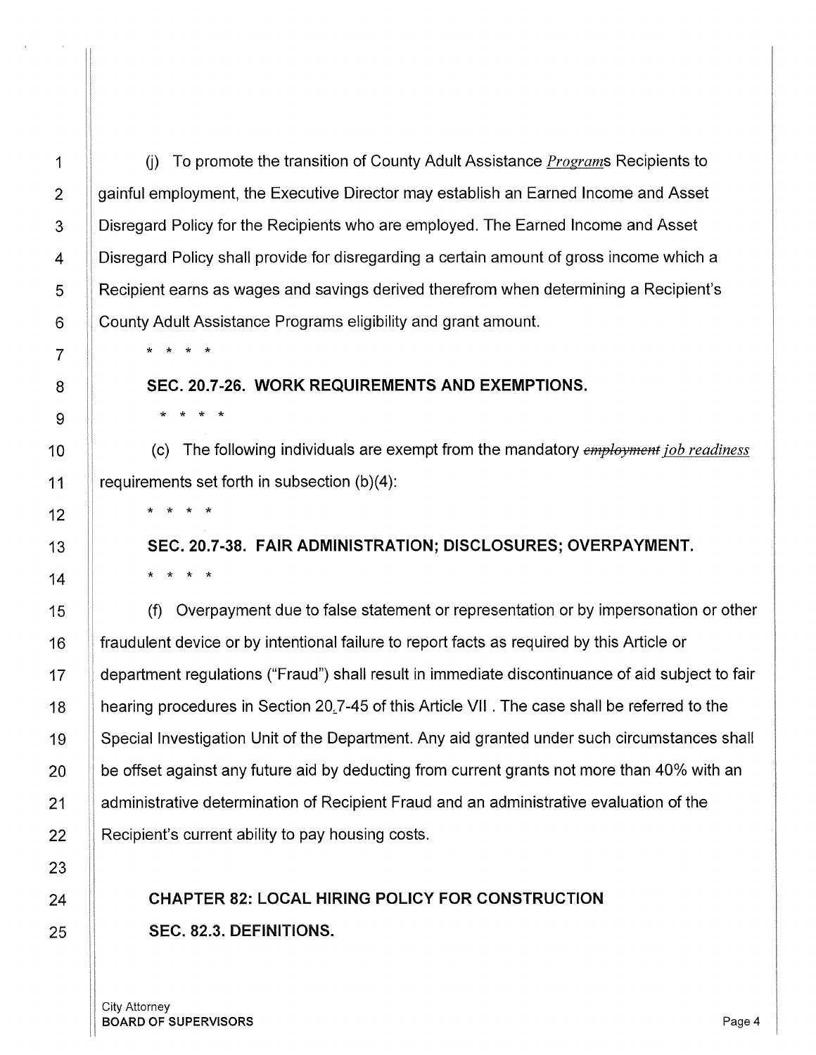(j) To promote the transition of County Adult Assistance *Programs* Recipients to gainful employment, the Executive Director may establish an Earned Income and Asset Disregard Policy for the Recipients who are employed. The Earned Income and Asset Disregard Policy shall provide for disregarding a certain amount of gross income which a Recipient earns as wages and savings derived therefrom when determining a Recipient's County Adult Assistance Programs eligibility and grant amount.

\* \* \* \*

**SEC. 20.7-26. WORK REQUIREMENTS AND EXEMPTIONS.**

\* \* \* \*

(c) The following individuals are exempt from the mandatory ~~employment~~ *job readiness* requirements set forth in subsection (b)(4):

\* \* \* \*

**SEC. 20.7-38. FAIR ADMINISTRATION; DISCLOSURES; OVERPAYMENT.**

\* \* \* \*

(f) Overpayment due to false statement or representation or by impersonation or other fraudulent device or by intentional failure to report facts as required by this Article or department regulations ("Fraud") shall result in immediate discontinuance of aid subject to fair hearing procedures in Section 20.7-45 of this Article VII . The case shall be referred to the Special Investigation Unit of the Department. Any aid granted under such circumstances shall be offset against any future aid by deducting from current grants not more than 40% with an administrative determination of Recipient Fraud and an administrative evaluation of the Recipient's current ability to pay housing costs.

**CHAPTER 82: LOCAL HIRING POLICY FOR CONSTRUCTION**

**SEC. 82.3. DEFINITIONS.**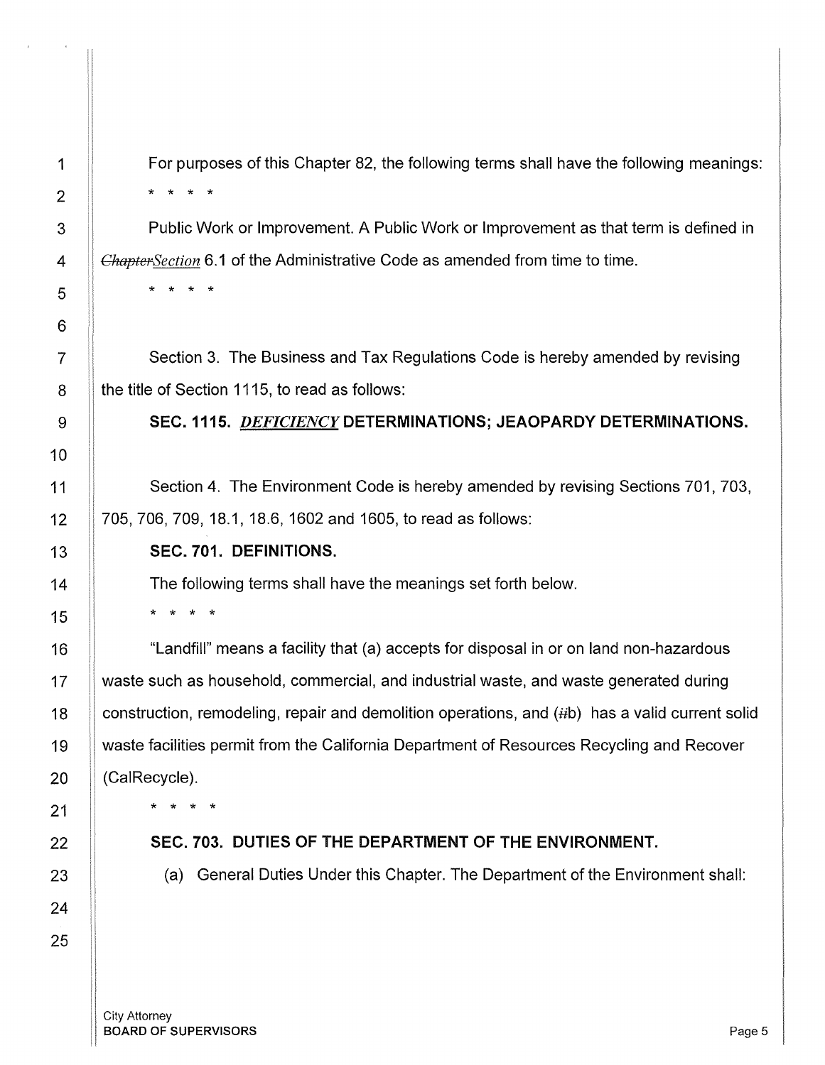For purposes of this Chapter 82, the following terms shall have the following meanings:

\* \* \* \*

Public Work or Improvement. A Public Work or Improvement as that term is defined in ~~Chapter~~*Section* 6.1 of the Administrative Code as amended from time to time.

\* \* \* \*

Section 3. The Business and Tax Regulations Code is hereby amended by revising the title of Section 1115, to read as follows:

**SEC. 1115. *DEFICIENCY* DETERMINATIONS; JEAOPARDY DETERMINATIONS.**

Section 4. The Environment Code is hereby amended by revising Sections 701, 703, 705, 706, 709, 18.1, 18.6, 1602 and 1605, to read as follows:

**SEC. 701. DEFINITIONS.**

The following terms shall have the meanings set forth below.

\* \* \* \*

"Landfill" means a facility that (a) accepts for disposal in or on land non-hazardous waste such as household, commercial, and industrial waste, and waste generated during construction, remodeling, repair and demolition operations, and (~~ii~~b) has a valid current solid waste facilities permit from the California Department of Resources Recycling and Recover (CalRecycle).

\* \* \* \*

**SEC. 703. DUTIES OF THE DEPARTMENT OF THE ENVIRONMENT.**

(a) General Duties Under this Chapter. The Department of the Environment shall: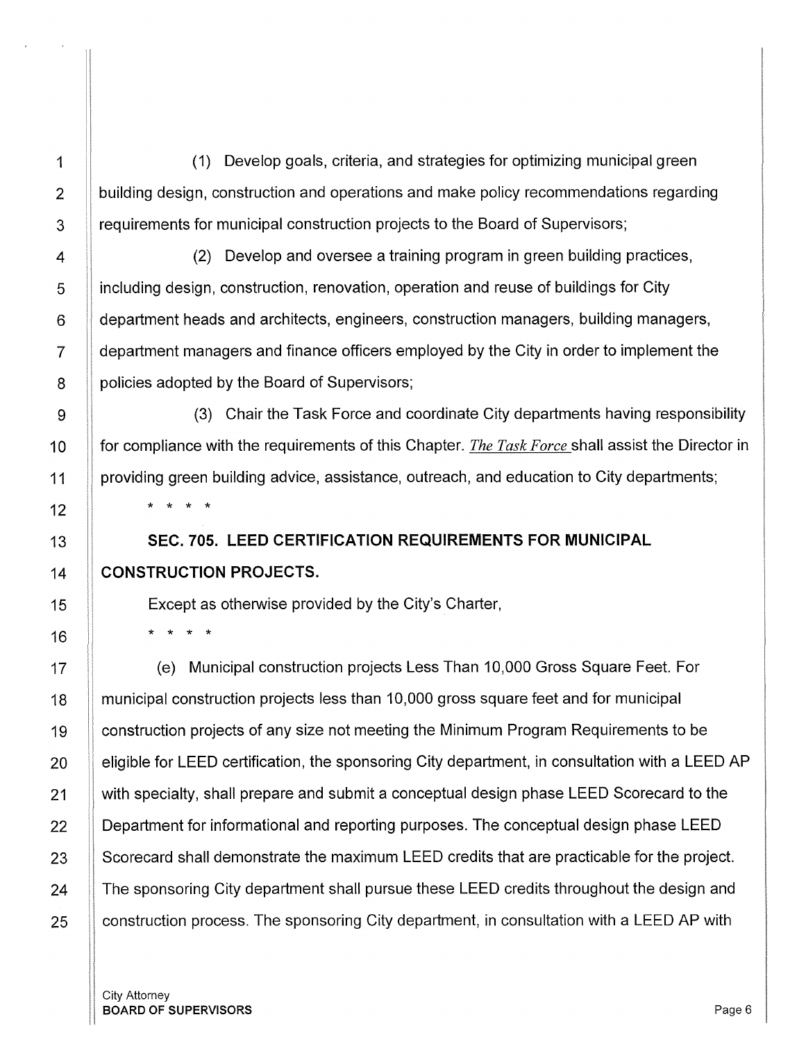(1) Develop goals, criteria, and strategies for optimizing municipal green building design, construction and operations and make policy recommendations regarding requirements for municipal construction projects to the Board of Supervisors;

(2) Develop and oversee a training program in green building practices, including design, construction, renovation, operation and reuse of buildings for City department heads and architects, engineers, construction managers, building managers, department managers and finance officers employed by the City in order to implement the policies adopted by the Board of Supervisors;

(3) Chair the Task Force and coordinate City departments having responsibility for compliance with the requirements of this Chapter. *The Task Force* shall assist the Director in providing green building advice, assistance, outreach, and education to City departments;

\* \* \* \*

**SEC. 705. LEED CERTIFICATION REQUIREMENTS FOR MUNICIPAL CONSTRUCTION PROJECTS.**

Except as otherwise provided by the City's Charter,

\* \* \* \*

(e) Municipal construction projects Less Than 10,000 Gross Square Feet. For municipal construction projects less than 10,000 gross square feet and for municipal construction projects of any size not meeting the Minimum Program Requirements to be eligible for LEED certification, the sponsoring City department, in consultation with a LEED AP with specialty, shall prepare and submit a conceptual design phase LEED Scorecard to the Department for informational and reporting purposes. The conceptual design phase LEED Scorecard shall demonstrate the maximum LEED credits that are practicable for the project. The sponsoring City department shall pursue these LEED credits throughout the design and construction process. The sponsoring City department, in consultation with a LEED AP with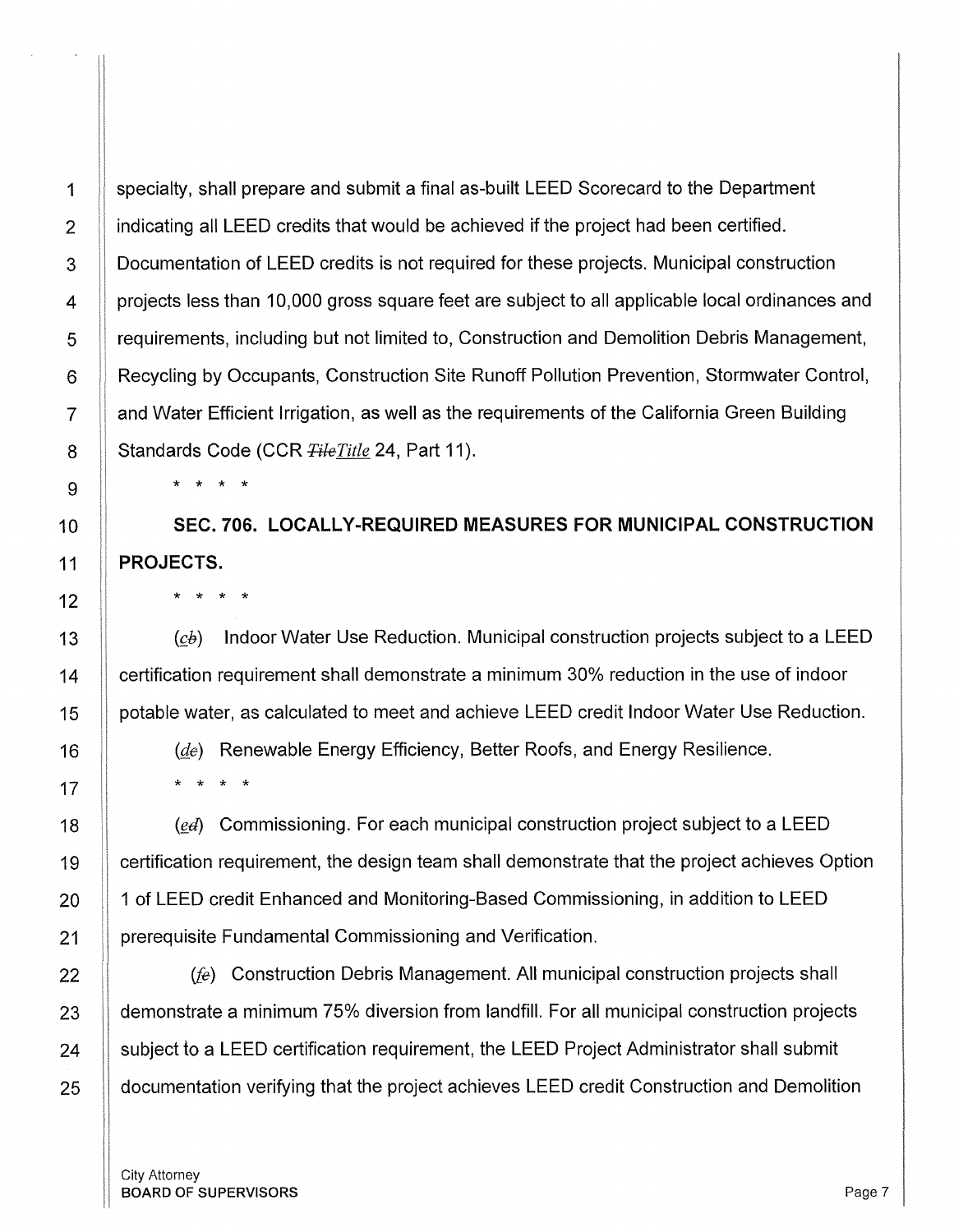specialty, shall prepare and submit a final as-built LEED Scorecard to the Department indicating all LEED credits that would be achieved if the project had been certified. Documentation of LEED credits is not required for these projects. Municipal construction projects less than 10,000 gross square feet are subject to all applicable local ordinances and requirements, including but not limited to, Construction and Demolition Debris Management, Recycling by Occupants, Construction Site Runoff Pollution Prevention, Stormwater Control, and Water Efficient Irrigation, as well as the requirements of the California Green Building Standards Code (CCR ~~Tile~~*Title* 24, Part 11).

\* \* \* \*

**SEC. 706. LOCALLY-REQUIRED MEASURES FOR MUNICIPAL CONSTRUCTION PROJECTS.**

\* \* \* \*

(*c*~~b~~) Indoor Water Use Reduction. Municipal construction projects subject to a LEED certification requirement shall demonstrate a minimum 30% reduction in the use of indoor potable water, as calculated to meet and achieve LEED credit Indoor Water Use Reduction.

(*d*~~e~~) Renewable Energy Efficiency, Better Roofs, and Energy Resilience.

\* \* \* \*

(*e*~~d~~) Commissioning. For each municipal construction project subject to a LEED certification requirement, the design team shall demonstrate that the project achieves Option 1 of LEED credit Enhanced and Monitoring-Based Commissioning, in addition to LEED prerequisite Fundamental Commissioning and Verification.

(*f*~~e~~) Construction Debris Management. All municipal construction projects shall demonstrate a minimum 75% diversion from landfill. For all municipal construction projects subject to a LEED certification requirement, the LEED Project Administrator shall submit documentation verifying that the project achieves LEED credit Construction and Demolition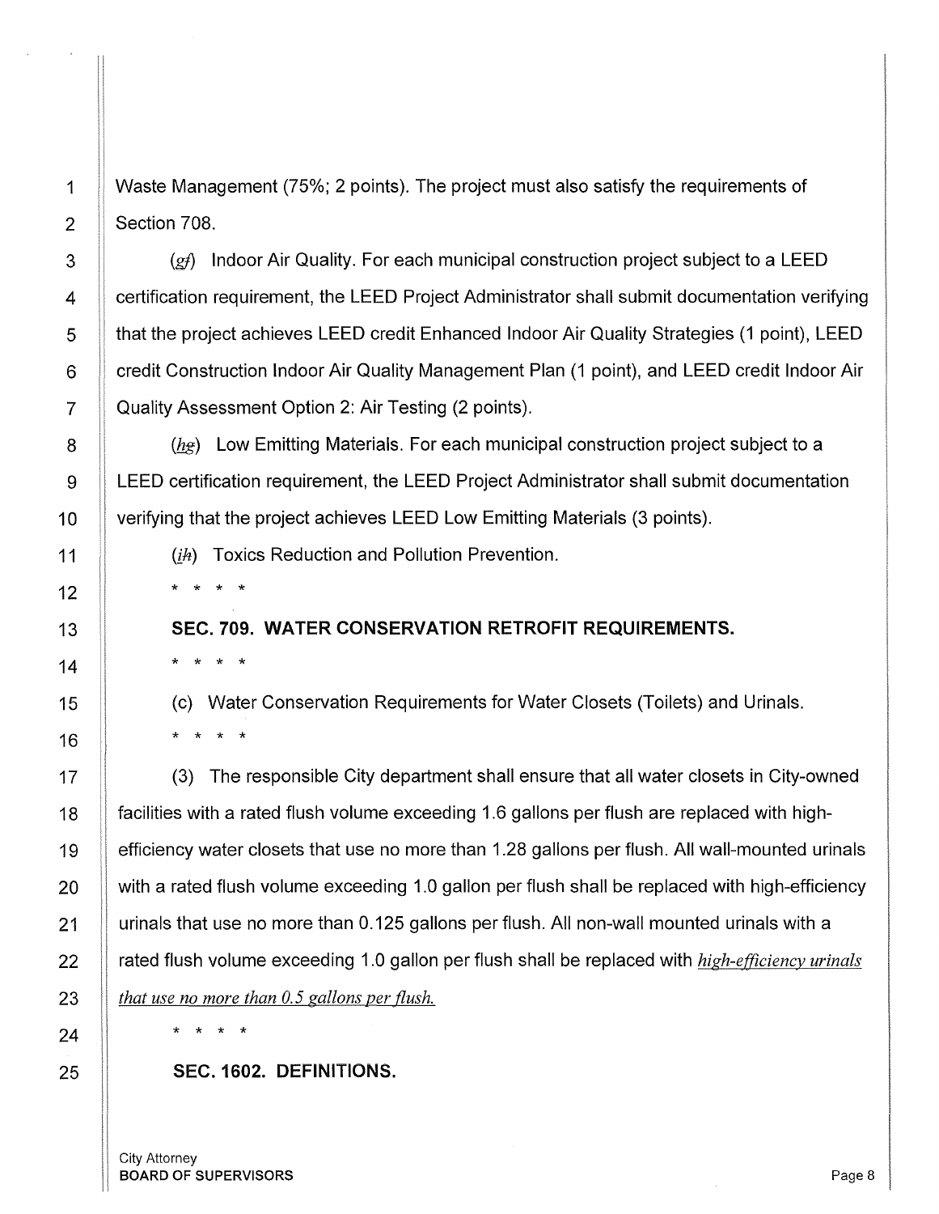Waste Management (75%; 2 points). The project must also satisfy the requirements of Section 708.

(*g*~~f~~) Indoor Air Quality. For each municipal construction project subject to a LEED certification requirement, the LEED Project Administrator shall submit documentation verifying that the project achieves LEED credit Enhanced Indoor Air Quality Strategies (1 point), LEED credit Construction Indoor Air Quality Management Plan (1 point), and LEED credit Indoor Air Quality Assessment Option 2: Air Testing (2 points).

(*h*~~g~~) Low Emitting Materials. For each municipal construction project subject to a LEED certification requirement, the LEED Project Administrator shall submit documentation verifying that the project achieves LEED Low Emitting Materials (3 points).

(*i*~~h~~) Toxics Reduction and Pollution Prevention.

\* \* \* \*

**SEC. 709. WATER CONSERVATION RETROFIT REQUIREMENTS.**

\* \* \* \*

(c) Water Conservation Requirements for Water Closets (Toilets) and Urinals.

\* \* \* \*

(3) The responsible City department shall ensure that all water closets in City-owned facilities with a rated flush volume exceeding 1.6 gallons per flush are replaced with high-efficiency water closets that use no more than 1.28 gallons per flush. All wall-mounted urinals with a rated flush volume exceeding 1.0 gallon per flush shall be replaced with high-efficiency urinals that use no more than 0.125 gallons per flush. All non-wall mounted urinals with a rated flush volume exceeding 1.0 gallon per flush shall be replaced with *high-efficiency urinals that use no more than 0.5 gallons per flush.*

\* \* \* \*

**SEC. 1602. DEFINITIONS.**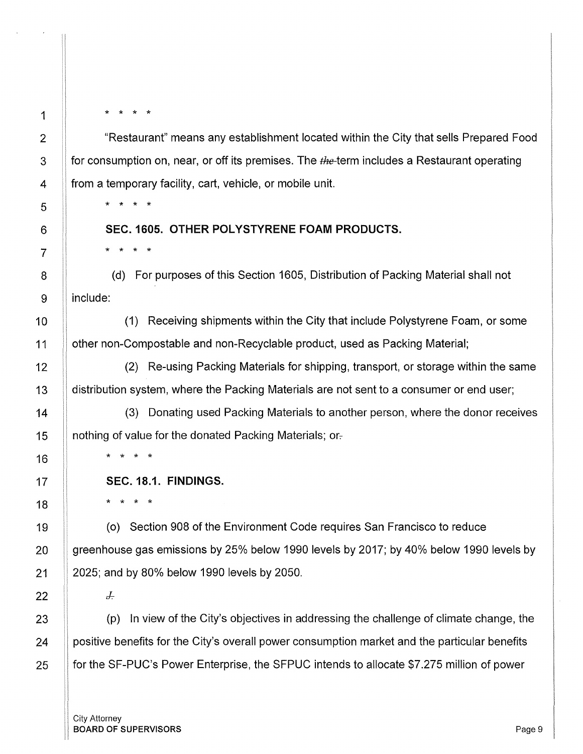\* \* \* \*

"Restaurant" means any establishment located within the City that sells Prepared Food for consumption on, near, or off its premises. The ~~the~~ term includes a Restaurant operating from a temporary facility, cart, vehicle, or mobile unit.

\* \* \* \*

**SEC. 1605. OTHER POLYSTYRENE FOAM PRODUCTS.**

\* \* \* \*

(d) For purposes of this Section 1605, Distribution of Packing Material shall not include:

(1) Receiving shipments within the City that include Polystyrene Foam, or some other non-Compostable and non-Recyclable product, used as Packing Material;

(2) Re-using Packing Materials for shipping, transport, or storage within the same distribution system, where the Packing Materials are not sent to a consumer or end user;

(3) Donating used Packing Materials to another person, where the donor receives nothing of value for the donated Packing Materials; or~~.~~

\* \* \* \*

**SEC. 18.1. FINDINGS.**

\* \* \* \*

(o) Section 908 of the Environment Code requires San Francisco to reduce greenhouse gas emissions by 25% below 1990 levels by 2017; by 40% below 1990 levels by 2025; and by 80% below 1990 levels by 2050.

~~J.~~

(p) In view of the City's objectives in addressing the challenge of climate change, the positive benefits for the City's overall power consumption market and the particular benefits for the SF-PUC's Power Enterprise, the SFPUC intends to allocate $7.275 million of power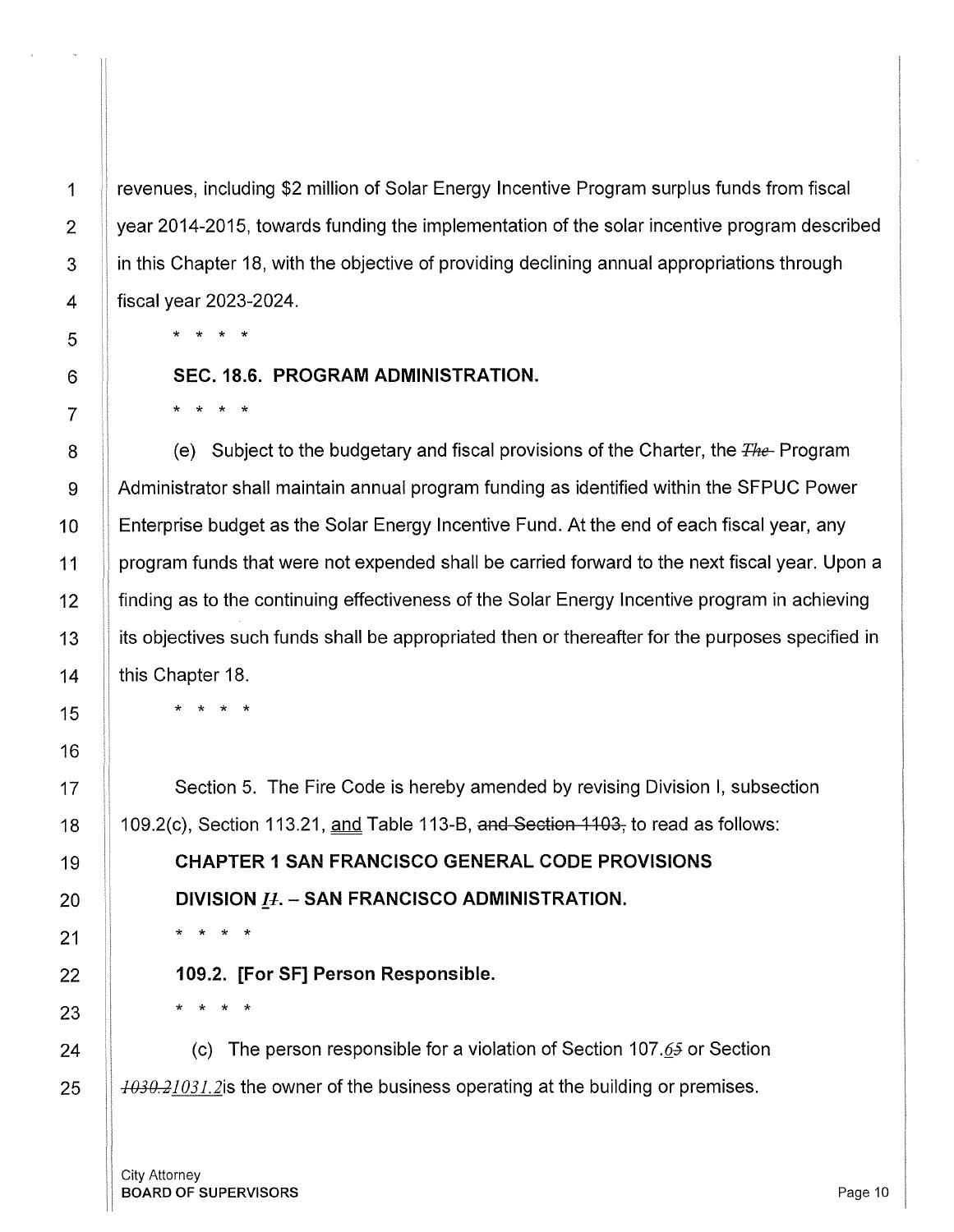revenues, including $2 million of Solar Energy Incentive Program surplus funds from fiscal year 2014-2015, towards funding the implementation of the solar incentive program described in this Chapter 18, with the objective of providing declining annual appropriations through fiscal year 2023-2024.

\* \* \* \*

**SEC. 18.6. PROGRAM ADMINISTRATION.**

\* \* \* \*

(e) Subject to the budgetary and fiscal provisions of the Charter, the ~~*The*~~ Program Administrator shall maintain annual program funding as identified within the SFPUC Power Enterprise budget as the Solar Energy Incentive Fund. At the end of each fiscal year, any program funds that were not expended shall be carried forward to the next fiscal year. Upon a finding as to the continuing effectiveness of the Solar Energy Incentive program in achieving its objectives such funds shall be appropriated then or thereafter for the purposes specified in this Chapter 18.

\* \* \* \*

Section 5. The Fire Code is hereby amended by revising Division I, subsection 109.2(c), Section 113.21, <u>and</u> Table 113-B, ~~and Section 1103,~~ to read as follows:

**CHAPTER 1 SAN FRANCISCO GENERAL CODE PROVISIONS**

**DIVISION *<u>I</u>*~~*II*~~. – SAN FRANCISCO ADMINISTRATION.**

\* \* \* \*

**109.2. [For SF] Person Responsible.**

\* \* \* \*

(c) The person responsible for a violation of Section 107.*<u>6</u>*~~*5*~~ or Section ~~*1030.2*~~*<u>1031.2</u>*is the owner of the business operating at the building or premises.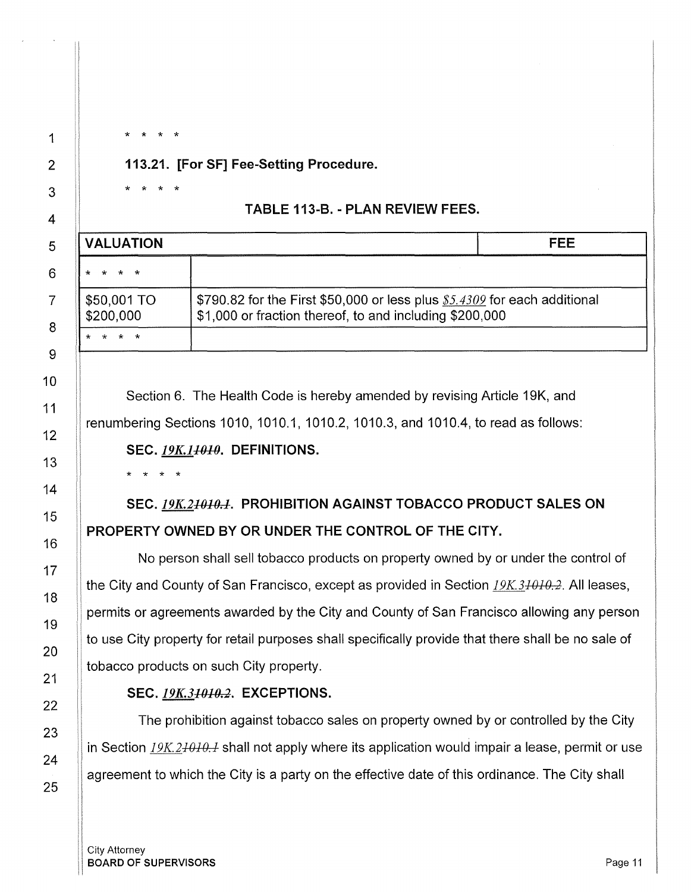\* \* \* \*

**113.21. [For SF] Fee-Setting Procedure.**

\* \* \* \*

**TABLE 113-B. - PLAN REVIEW FEES.**

| VALUATION | FEE |
|---|---|
| \* \* \* \* | |
| \$50,001 TO \$200,000 | \$790.82 for the First \$50,000 or less plus *\$5.4309* for each additional \$1,000 or fraction thereof, to and including \$200,000 |
| \* \* \* \* | |

Section 6. The Health Code is hereby amended by revising Article 19K, and renumbering Sections 1010, 1010.1, 1010.2, 1010.3, and 1010.4, to read as follows:

**SEC. *19K.1*~~1010~~. DEFINITIONS.**

\* \* \* \*

**SEC. *19K.2*~~1010.1~~. PROHIBITION AGAINST TOBACCO PRODUCT SALES ON PROPERTY OWNED BY OR UNDER THE CONTROL OF THE CITY.**

No person shall sell tobacco products on property owned by or under the control of the City and County of San Francisco, except as provided in Section *19K.3*~~1010.2~~. All leases, permits or agreements awarded by the City and County of San Francisco allowing any person to use City property for retail purposes shall specifically provide that there shall be no sale of tobacco products on such City property.

**SEC. *19K.3*~~1010.2~~. EXCEPTIONS.**

The prohibition against tobacco sales on property owned by or controlled by the City in Section *19K.2*~~1010.1~~ shall not apply where its application would impair a lease, permit or use agreement to which the City is a party on the effective date of this ordinance. The City shall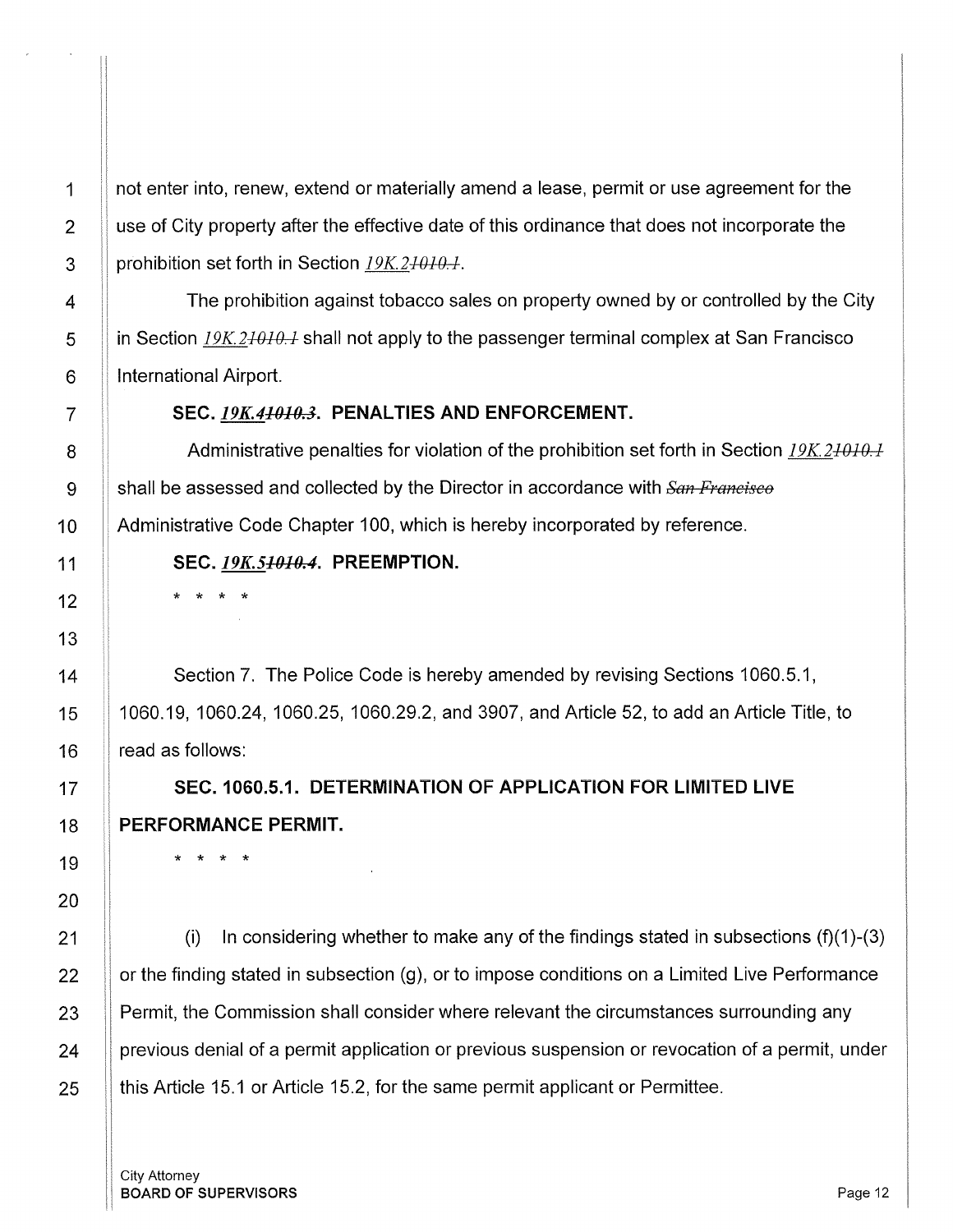not enter into, renew, extend or materially amend a lease, permit or use agreement for the use of City property after the effective date of this ordinance that does not incorporate the prohibition set forth in Section *19K.2*~~1010.1~~.

The prohibition against tobacco sales on property owned by or controlled by the City in Section *19K.2*~~1010.1~~ shall not apply to the passenger terminal complex at San Francisco International Airport.

**SEC. *19K.4*~~1010.3~~. PENALTIES AND ENFORCEMENT.**

Administrative penalties for violation of the prohibition set forth in Section *19K.2*~~1010.1~~ shall be assessed and collected by the Director in accordance with ~~*San Francisco*~~ Administrative Code Chapter 100, which is hereby incorporated by reference.

**SEC. *19K.5*~~1010.4~~. PREEMPTION.**

\* \* \* \*

Section 7. The Police Code is hereby amended by revising Sections 1060.5.1, 1060.19, 1060.24, 1060.25, 1060.29.2, and 3907, and Article 52, to add an Article Title, to read as follows:

**SEC. 1060.5.1. DETERMINATION OF APPLICATION FOR LIMITED LIVE PERFORMANCE PERMIT.**

\* \* \* \*

(i) In considering whether to make any of the findings stated in subsections (f)(1)-(3) or the finding stated in subsection (g), or to impose conditions on a Limited Live Performance Permit, the Commission shall consider where relevant the circumstances surrounding any previous denial of a permit application or previous suspension or revocation of a permit, under this Article 15.1 or Article 15.2, for the same permit applicant or Permittee.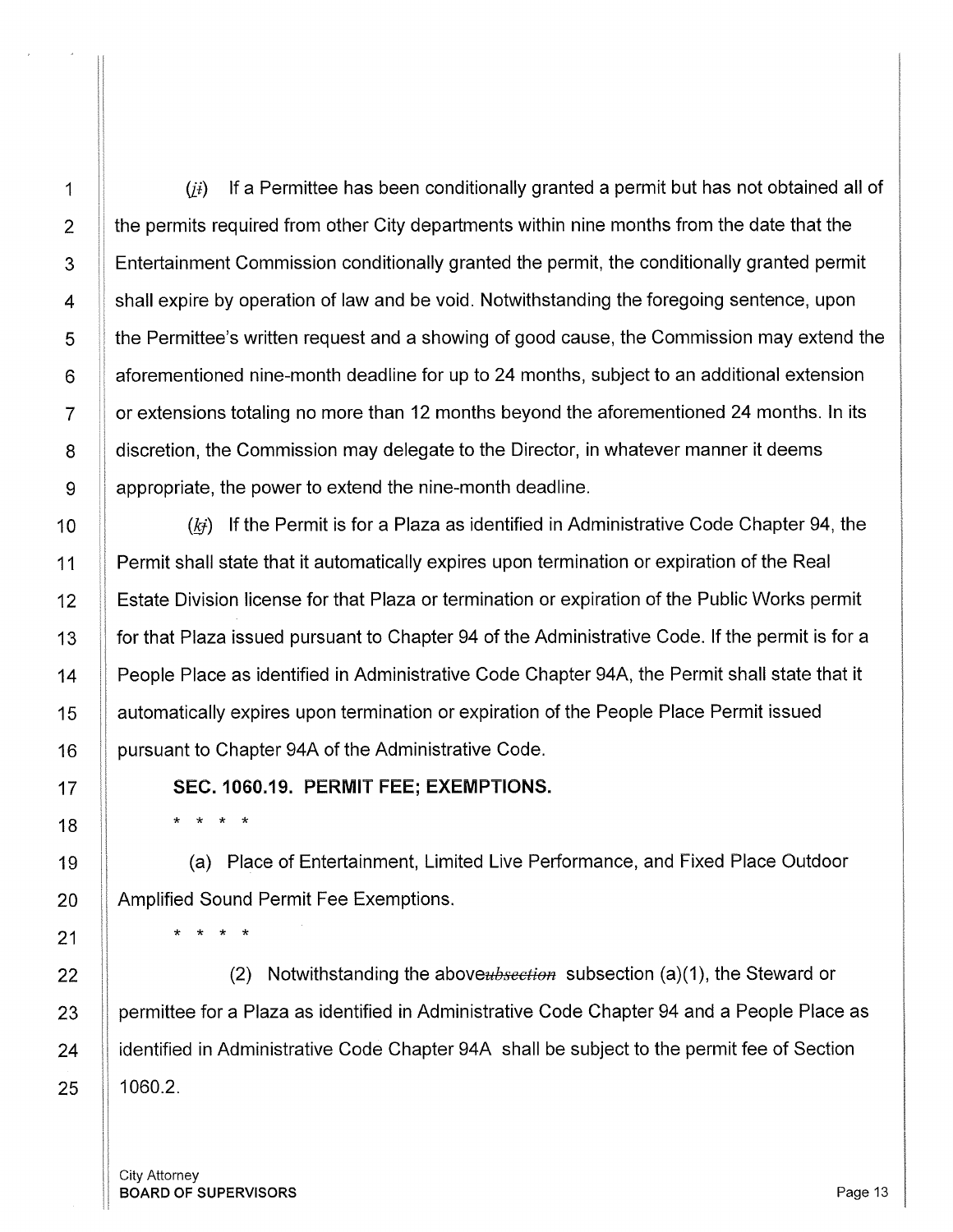(*j*i) If a Permittee has been conditionally granted a permit but has not obtained all of the permits required from other City departments within nine months from the date that the Entertainment Commission conditionally granted the permit, the conditionally granted permit shall expire by operation of law and be void. Notwithstanding the foregoing sentence, upon the Permittee's written request and a showing of good cause, the Commission may extend the aforementioned nine-month deadline for up to 24 months, subject to an additional extension or extensions totaling no more than 12 months beyond the aforementioned 24 months. In its discretion, the Commission may delegate to the Director, in whatever manner it deems appropriate, the power to extend the nine-month deadline.

(*k*j) If the Permit is for a Plaza as identified in Administrative Code Chapter 94, the Permit shall state that it automatically expires upon termination or expiration of the Real Estate Division license for that Plaza or termination or expiration of the Public Works permit for that Plaza issued pursuant to Chapter 94 of the Administrative Code. If the permit is for a People Place as identified in Administrative Code Chapter 94A, the Permit shall state that it automatically expires upon termination or expiration of the People Place Permit issued pursuant to Chapter 94A of the Administrative Code.

**SEC. 1060.19. PERMIT FEE; EXEMPTIONS.**

\* \* \* \*

(a) Place of Entertainment, Limited Live Performance, and Fixed Place Outdoor Amplified Sound Permit Fee Exemptions.

\* \* \* \*

(2) Notwithstanding the above~~ubsection~~ subsection (a)(1), the Steward or permittee for a Plaza as identified in Administrative Code Chapter 94 and a People Place as identified in Administrative Code Chapter 94A shall be subject to the permit fee of Section 1060.2.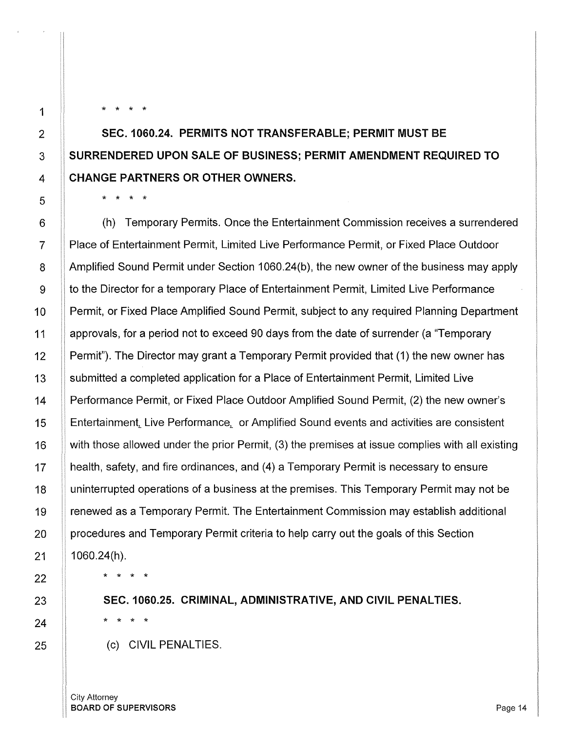\* \* \* \*

**SEC. 1060.24. PERMITS NOT TRANSFERABLE; PERMIT MUST BE SURRENDERED UPON SALE OF BUSINESS; PERMIT AMENDMENT REQUIRED TO CHANGE PARTNERS OR OTHER OWNERS.**

\* \* \* \*

(h) Temporary Permits. Once the Entertainment Commission receives a surrendered Place of Entertainment Permit, Limited Live Performance Permit, or Fixed Place Outdoor Amplified Sound Permit under Section 1060.24(b), the new owner of the business may apply to the Director for a temporary Place of Entertainment Permit, Limited Live Performance Permit, or Fixed Place Amplified Sound Permit, subject to any required Planning Department approvals, for a period not to exceed 90 days from the date of surrender (a "Temporary Permit"). The Director may grant a Temporary Permit provided that (1) the new owner has submitted a completed application for a Place of Entertainment Permit, Limited Live Performance Permit, or Fixed Place Outdoor Amplified Sound Permit, (2) the new owner's Entertainment, Live Performance, or Amplified Sound events and activities are consistent with those allowed under the prior Permit, (3) the premises at issue complies with all existing health, safety, and fire ordinances, and (4) a Temporary Permit is necessary to ensure uninterrupted operations of a business at the premises. This Temporary Permit may not be renewed as a Temporary Permit. The Entertainment Commission may establish additional procedures and Temporary Permit criteria to help carry out the goals of this Section 1060.24(h).

\* \* \* \*

**SEC. 1060.25. CRIMINAL, ADMINISTRATIVE, AND CIVIL PENALTIES.**

\* \* \* \*

(c) CIVIL PENALTIES.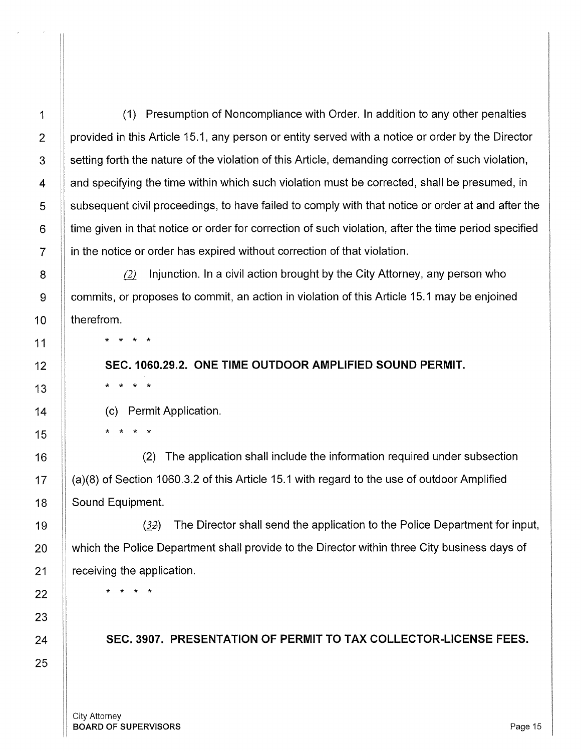(1) Presumption of Noncompliance with Order. In addition to any other penalties provided in this Article 15.1, any person or entity served with a notice or order by the Director setting forth the nature of the violation of this Article, demanding correction of such violation, and specifying the time within which such violation must be corrected, shall be presumed, in subsequent civil proceedings, to have failed to comply with that notice or order at and after the time given in that notice or order for correction of such violation, after the time period specified in the notice or order has expired without correction of that violation.

*(2)* Injunction. In a civil action brought by the City Attorney, any person who commits, or proposes to commit, an action in violation of this Article 15.1 may be enjoined therefrom.

\* \* \* \*

**SEC. 1060.29.2. ONE TIME OUTDOOR AMPLIFIED SOUND PERMIT.**

\* \* \* \*

(c) Permit Application.

\* \* \* \*

(2) The application shall include the information required under subsection (a)(8) of Section 1060.3.2 of this Article 15.1 with regard to the use of outdoor Amplified Sound Equipment.

(*3*~~2~~) The Director shall send the application to the Police Department for input, which the Police Department shall provide to the Director within three City business days of receiving the application.

\* \* \* \*

**SEC. 3907. PRESENTATION OF PERMIT TO TAX COLLECTOR-LICENSE FEES.**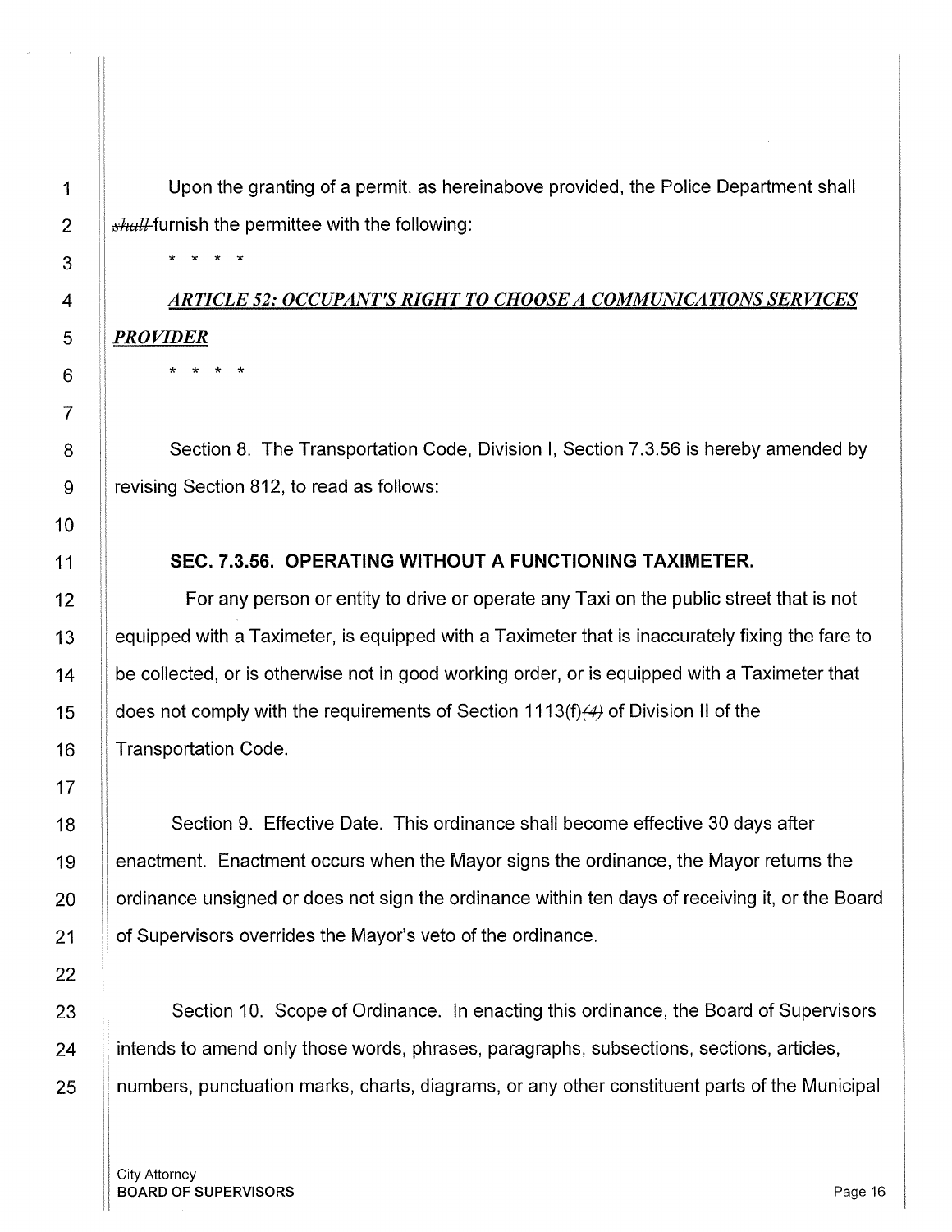Upon the granting of a permit, as hereinabove provided, the Police Department shall ~~*shall*~~ furnish the permittee with the following:

\* \* \* \*

***ARTICLE 52: OCCUPANT'S RIGHT TO CHOOSE A COMMUNICATIONS SERVICES PROVIDER***

\* \* \* \*

Section 8. The Transportation Code, Division I, Section 7.3.56 is hereby amended by revising Section 812, to read as follows:

**SEC. 7.3.56. OPERATING WITHOUT A FUNCTIONING TAXIMETER.**

For any person or entity to drive or operate any Taxi on the public street that is not equipped with a Taximeter, is equipped with a Taximeter that is inaccurately fixing the fare to be collected, or is otherwise not in good working order, or is equipped with a Taximeter that does not comply with the requirements of Section 1113(f)~~*(4)*~~ of Division II of the Transportation Code.

Section 9. Effective Date. This ordinance shall become effective 30 days after enactment. Enactment occurs when the Mayor signs the ordinance, the Mayor returns the ordinance unsigned or does not sign the ordinance within ten days of receiving it, or the Board of Supervisors overrides the Mayor's veto of the ordinance.

Section 10. Scope of Ordinance. In enacting this ordinance, the Board of Supervisors intends to amend only those words, phrases, paragraphs, subsections, sections, articles, numbers, punctuation marks, charts, diagrams, or any other constituent parts of the Municipal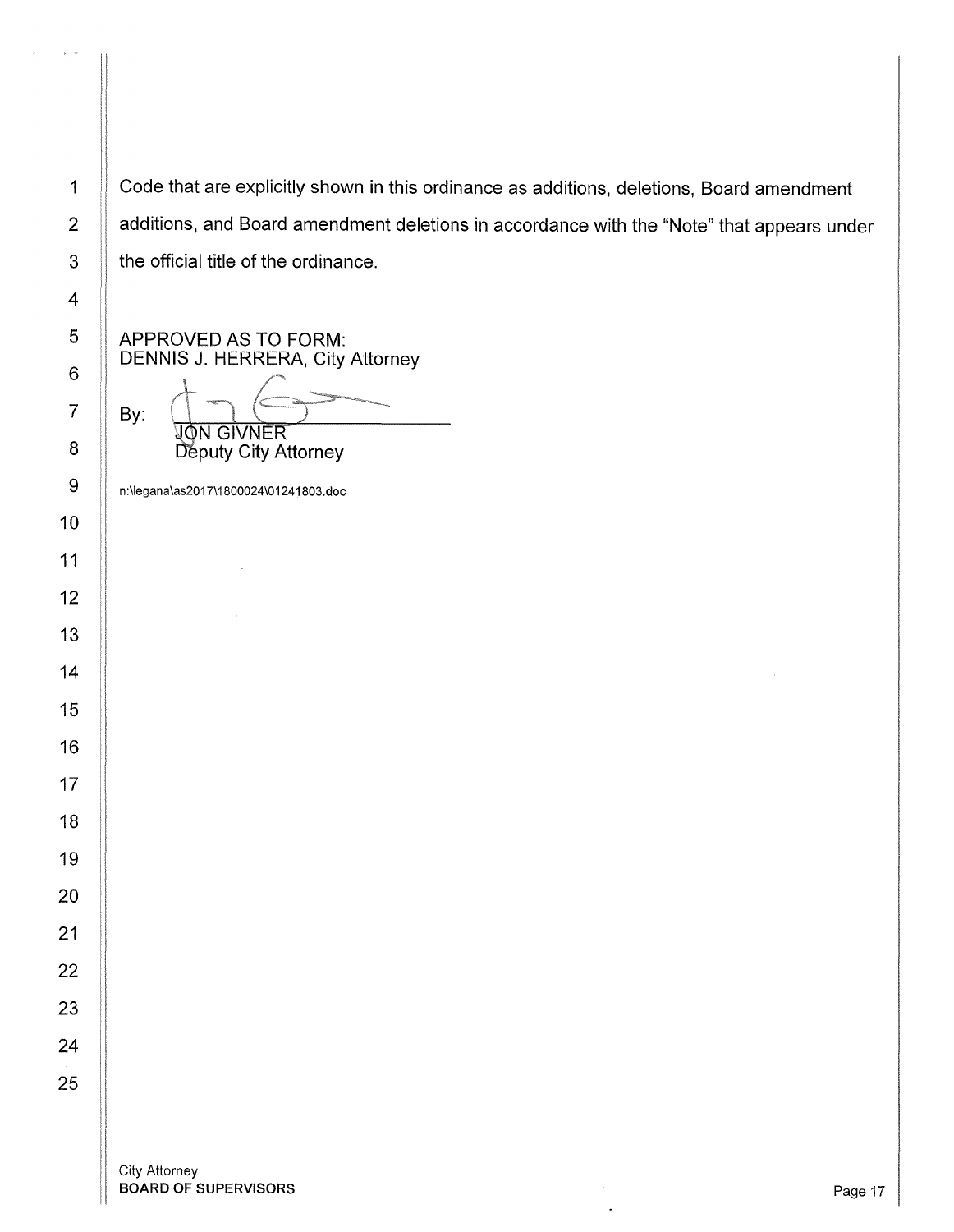Code that are explicitly shown in this ordinance as additions, deletions, Board amendment additions, and Board amendment deletions in accordance with the "Note" that appears under the official title of the ordinance.

APPROVED AS TO FORM:
DENNIS J. HERRERA, City Attorney

By: ______________________
JON GIVNER
Deputy City Attorney

n:\legana\as2017\1800024\01241803.doc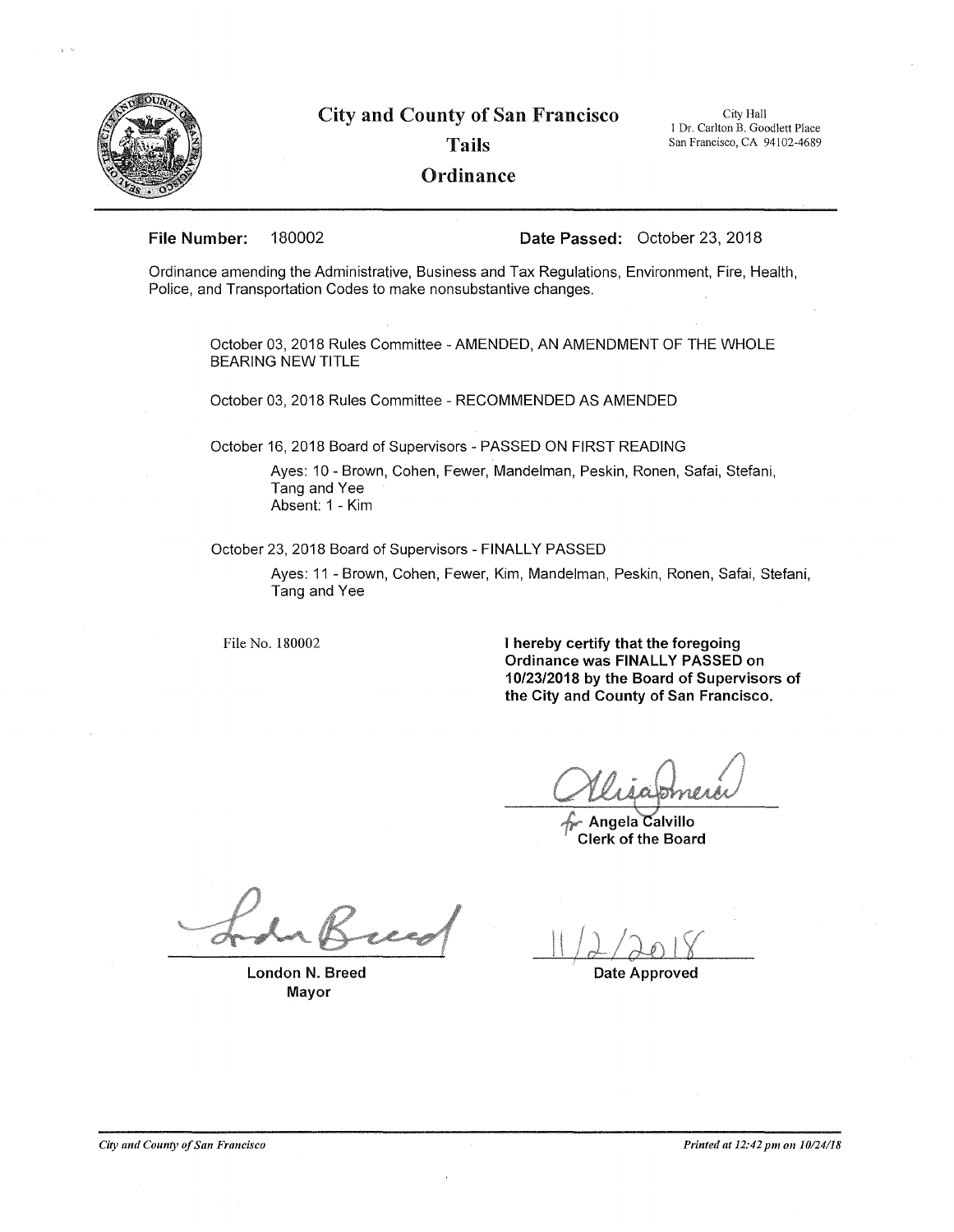# City and County of San Francisco

## Tails

## Ordinance

City Hall
1 Dr. Carlton B. Goodlett Place
San Francisco, CA 94102-4689

**File Number:** 180002 **Date Passed:** October 23, 2018

Ordinance amending the Administrative, Business and Tax Regulations, Environment, Fire, Health, Police, and Transportation Codes to make nonsubstantive changes.

October 03, 2018 Rules Committee - AMENDED, AN AMENDMENT OF THE WHOLE BEARING NEW TITLE

October 03, 2018 Rules Committee - RECOMMENDED AS AMENDED

October 16, 2018 Board of Supervisors - PASSED ON FIRST READING

Ayes: 10 - Brown, Cohen, Fewer, Mandelman, Peskin, Ronen, Safai, Stefani, Tang and Yee
Absent: 1 - Kim

October 23, 2018 Board of Supervisors - FINALLY PASSED

Ayes: 11 - Brown, Cohen, Fewer, Kim, Mandelman, Peskin, Ronen, Safai, Stefani, Tang and Yee

File No. 180002

**I hereby certify that the foregoing Ordinance was FINALLY PASSED on 10/23/2018 by the Board of Supervisors of the City and County of San Francisco.**

for **Angela Calvillo**
**Clerk of the Board**

**London N. Breed**
**Mayor**

11/2/2018
**Date Approved**